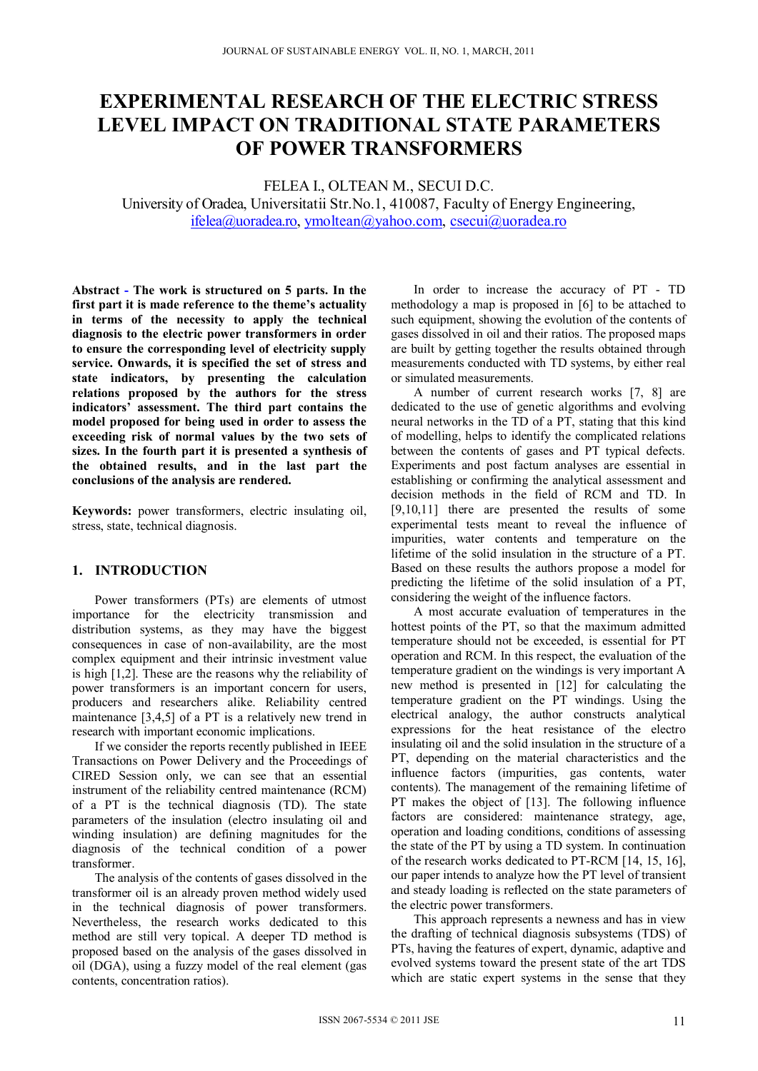# EXPERIMENTAL RESEARCH OF THE ELECTRIC STRESS LEVEL IMPACT ON TRADITIONAL STATE PARAMETERS OF POWER TRANSFORMERS

FELEA I., OLTEAN M., SECUI D.C.

University of Oradea, Universitatii Str.No.1, 410087, Faculty of Energy Engineering,
ifelea@uoradea.ro, ymoltean@yahoo.com, csecui@uoradea.ro

**Abstract - The work is structured on 5 parts. In the first part it is made reference to the theme's actuality in terms of the necessity to apply the technical diagnosis to the electric power transformers in order to ensure the corresponding level of electricity supply service. Onwards, it is specified the set of stress and state indicators, by presenting the calculation relations proposed by the authors for the stress indicators' assessment. The third part contains the model proposed for being used in order to assess the exceeding risk of normal values by the two sets of sizes. In the fourth part it is presented a synthesis of the obtained results, and in the last part the conclusions of the analysis are rendered.**

**Keywords:** power transformers, electric insulating oil, stress, state, technical diagnosis.

## 1. INTRODUCTION

Power transformers (PTs) are elements of utmost importance for the electricity transmission and distribution systems, as they may have the biggest consequences in case of non-availability, are the most complex equipment and their intrinsic investment value is high [1,2]. These are the reasons why the reliability of power transformers is an important concern for users, producers and researchers alike. Reliability centred maintenance [3,4,5] of a PT is a relatively new trend in research with important economic implications.

If we consider the reports recently published in IEEE Transactions on Power Delivery and the Proceedings of CIRED Session only, we can see that an essential instrument of the reliability centred maintenance (RCM) of a PT is the technical diagnosis (TD). The state parameters of the insulation (electro insulating oil and winding insulation) are defining magnitudes for the diagnosis of the technical condition of a power transformer.

The analysis of the contents of gases dissolved in the transformer oil is an already proven method widely used in the technical diagnosis of power transformers. Nevertheless, the research works dedicated to this method are still very topical. A deeper TD method is proposed based on the analysis of the gases dissolved in oil (DGA), using a fuzzy model of the real element (gas contents, concentration ratios).

In order to increase the accuracy of PT - TD methodology a map is proposed in [6] to be attached to such equipment, showing the evolution of the contents of gases dissolved in oil and their ratios. The proposed maps are built by getting together the results obtained through measurements conducted with TD systems, by either real or simulated measurements.

A number of current research works [7, 8] are dedicated to the use of genetic algorithms and evolving neural networks in the TD of a PT, stating that this kind of modelling, helps to identify the complicated relations between the contents of gases and PT typical defects. Experiments and post factum analyses are essential in establishing or confirming the analytical assessment and decision methods in the field of RCM and TD. In [9,10,11] there are presented the results of some experimental tests meant to reveal the influence of impurities, water contents and temperature on the lifetime of the solid insulation in the structure of a PT. Based on these results the authors propose a model for predicting the lifetime of the solid insulation of a PT, considering the weight of the influence factors.

A most accurate evaluation of temperatures in the hottest points of the PT, so that the maximum admitted temperature should not be exceeded, is essential for PT operation and RCM. In this respect, the evaluation of the temperature gradient on the windings is very important A new method is presented in [12] for calculating the temperature gradient on the PT windings. Using the electrical analogy, the author constructs analytical expressions for the heat resistance of the electro insulating oil and the solid insulation in the structure of a PT, depending on the material characteristics and the influence factors (impurities, gas contents, water contents). The management of the remaining lifetime of PT makes the object of [13]. The following influence factors are considered: maintenance strategy, age, operation and loading conditions, conditions of assessing the state of the PT by using a TD system. In continuation of the research works dedicated to PT-RCM [14, 15, 16], our paper intends to analyze how the PT level of transient and steady loading is reflected on the state parameters of the electric power transformers.

This approach represents a newness and has in view the drafting of technical diagnosis subsystems (TDS) of PTs, having the features of expert, dynamic, adaptive and evolved systems toward the present state of the art TDS which are static expert systems in the sense that they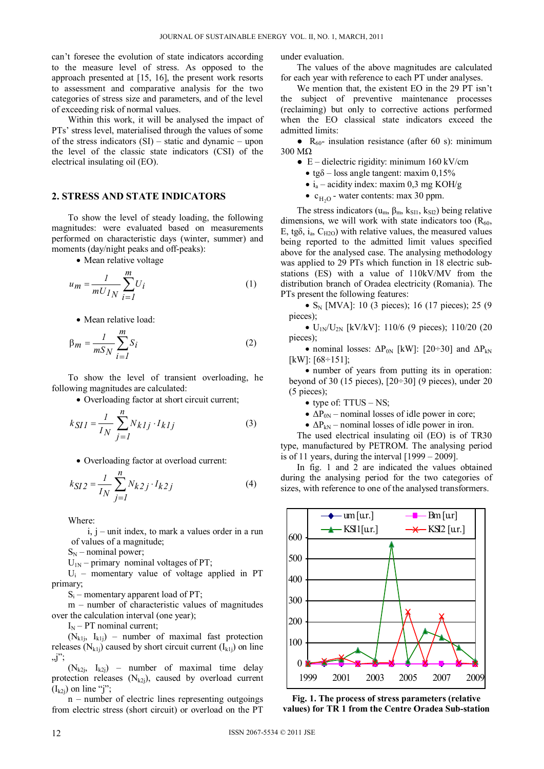can't foresee the evolution of state indicators according to the measure level of stress. As opposed to the approach presented at [15, 16], the present work resorts to assessment and comparative analysis for the two categories of stress size and parameters, and of the level of exceeding risk of normal values.

Within this work, it will be analysed the impact of PTs' stress level, materialised through the values of some of the stress indicators (SI) – static and dynamic – upon the level of the classic state indicators (CSI) of the electrical insulating oil (EO).

## 2. STRESS AND STATE INDICATORS

To show the level of steady loading, the following magnitudes: were evaluated based on measurements performed on characteristic days (winter, summer) and moments (day/night peaks and off-peaks):

- Mean relative voltage

$$u_m = \frac{1}{mU_{1N}} \sum_{i=1}^{m} U_i \tag{1}$$

- Mean relative load:

$$\beta_m = \frac{1}{mS_N} \sum_{i=1}^{m} S_i \tag{2}$$

To show the level of transient overloading, he following magnitudes are calculated:

- Overloading factor at short circuit current;

$$k_{SI1} = \frac{1}{I_N} \sum_{j=1}^{n} N_{k1j} \cdot I_{k1j} \tag{3}$$

- Overloading factor at overload current:

$$k_{SI2} = \frac{1}{I_N} \sum_{j=1}^{n} N_{k2j} \cdot I_{k2j} \tag{4}$$

Where:

i, j – unit index, to mark a values order in a run of values of a magnitude;

$S_N$ – nominal power;

$U_{1N}$ – primary nominal voltages of PT;

$U_i$ – momentary value of voltage applied in PT primary;

$S_i$ – momentary apparent load of PT;

m – number of characteristic values of magnitudes over the calculation interval (one year);

$I_N$ – PT nominal current;

($N_{k1j}$, $I_{k1j}$) – number of maximal fast protection releases ($N_{k1j}$) caused by short circuit current ($I_{k1j}$) on line „j";

($N_{k2j}$, $I_{k2j}$) – number of maximal time delay protection releases ($N_{k2j}$), caused by overload current ($I_{k2j}$) on line "j";

n – number of electric lines representing outgoings from electric stress (short circuit) or overload on the PT under evaluation.

The values of the above magnitudes are calculated for each year with reference to each PT under analyses.

We mention that, the existent EO in the 29 PT isn't the subject of preventive maintenance processes (reclaiming) but only to corrective actions performed when the EO classical state indicators exceed the admitted limits:

- $R_{60}$- insulation resistance (after 60 s): minimum 300 MΩ
- E – dielectric rigidity: minimum 160 kV/cm
- tgδ – loss angle tangent: maxim 0,15%
- $i_a$ – acidity index: maxim 0,3 mg KOH/g
- $c_{H_2O}$ - water contents: max 30 ppm.

The stress indicators ($u_m$, $\beta_m$, $k_{SI1}$, $k_{SI2}$) being relative dimensions, we will work with state indicators too ($R_{60}$, E, tgδ, $i_a$, $C_{H2O}$) with relative values, the measured values being reported to the admitted limit values specified above for the analysed case. The analysing methodology was applied to 29 PTs which function in 18 electric sub-stations (ES) with a value of 110kV/MV from the distribution branch of Oradea electricity (Romania). The PTs present the following features:

- $S_N$ [MVA]: 10 (3 pieces); 16 (17 pieces); 25 (9 pieces);
- $U_{1N}/U_{2N}$ [kV/kV]: 110/6 (9 pieces); 110/20 (20 pieces);
- nominal losses: $\Delta P_{0N}$ [kW]: [20÷30] and $\Delta P_{kN}$ [kW]: [68÷151];
- number of years from putting its in operation: beyond of 30 (15 pieces), [20÷30] (9 pieces), under 20 (5 pieces);
- type of: TTUS – NS;
- $\Delta P_{0N}$ – nominal losses of idle power in core;
- $\Delta P_{kN}$ – nominal losses of idle power in iron.

The used electrical insulating oil (EO) is of TR30 type, manufactured by PETROM. The analysing period is of 11 years, during the interval [1999 – 2009].

In fig. 1 and 2 are indicated the values obtained during the analysing period for the two categories of sizes, with reference to one of the analysed transformers.

**Fig. 1. The process of stress parameters (relative values) for TR 1 from the Centre Oradea Sub-station**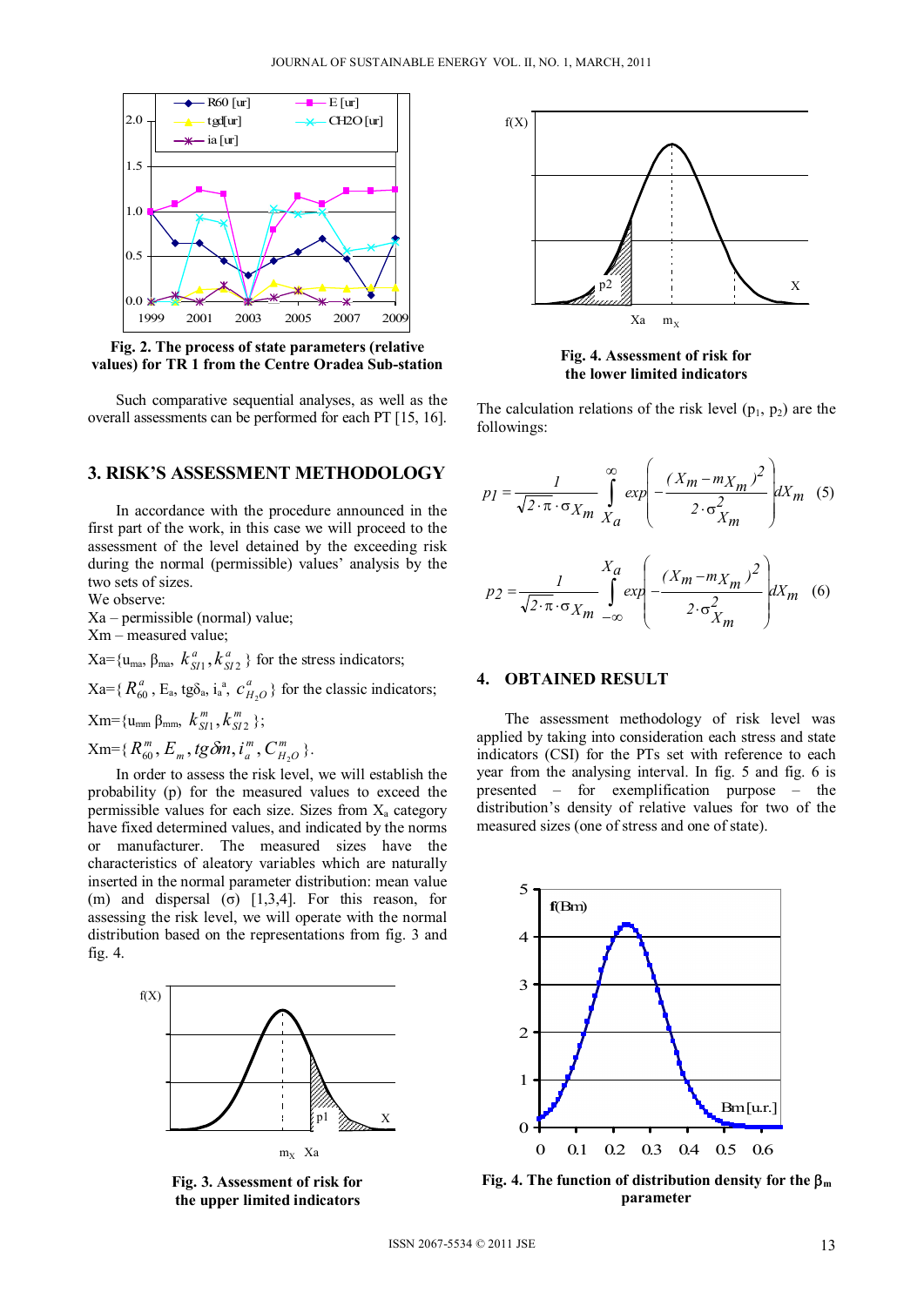Fig. 2. The process of state parameters (relative values) for TR 1 from the Centre Oradea Sub-station

Such comparative sequential analyses, as well as the overall assessments can be performed for each PT [15, 16].

## 3. RISK'S ASSESSMENT METHODOLOGY

In accordance with the procedure announced in the first part of the work, in this case we will proceed to the assessment of the level detained by the exceeding risk during the normal (permissible) values' analysis by the two sets of sizes.

We observe:

Xa – permissible (normal) value;

Xm – measured value;

Xa={$u_{ma}$, $\beta_{ma}$, $k^a_{SI1}, k^a_{SI2}$ } for the stress indicators;

Xa={ $R^a_{60}$, $E_a$, $tg\delta_a$, $i_a^a$, $c^a_{H_2O}$} for the classic indicators;

Xm={$u_{mm}$ $\beta_{mm}$, $k^m_{SI1}, k^m_{SI2}$ };

Xm={ $R^m_{60}, E_m, tg\delta m, i^m_a, C^m_{H_2O}$ }.

In order to assess the risk level, we will establish the probability (p) for the measured values to exceed the permissible values for each size. Sizes from $X_a$ category have fixed determined values, and indicated by the norms or manufacturer. The measured sizes have the characteristics of aleatory variables which are naturally inserted in the normal parameter distribution: mean value (m) and dispersal (σ) [1,3,4]. For this reason, for assessing the risk level, we will operate with the normal distribution based on the representations from fig. 3 and fig. 4.

Fig. 3. Assessment of risk for the upper limited indicators

Fig. 4. Assessment of risk for the lower limited indicators

The calculation relations of the risk level ($p_1$, $p_2$) are the followings:

$$p1 = \frac{1}{\sqrt{2\cdot\pi}\cdot\sigma_{X_m}} \int_{X_a}^{\infty} exp\left(-\frac{(X_m - m_{X_m})^2}{2\cdot\sigma^2_{X_m}}\right) dX_m \quad (5)$$

$$p2 = \frac{1}{\sqrt{2\cdot\pi}\cdot\sigma_{X_m}} \int_{-\infty}^{X_a} exp\left(-\frac{(X_m - m_{X_m})^2}{2\cdot\sigma^2_{X_m}}\right) dX_m \quad (6)$$

## 4. OBTAINED RESULT

The assessment methodology of risk level was applied by taking into consideration each stress and state indicators (CSI) for the PTs set with reference to each year from the analysing interval. In fig. 5 and fig. 6 is presented – for exemplification purpose – the distribution's density of relative values for two of the measured sizes (one of stress and one of state).

Fig. 4. The function of distribution density for the $\beta_m$ parameter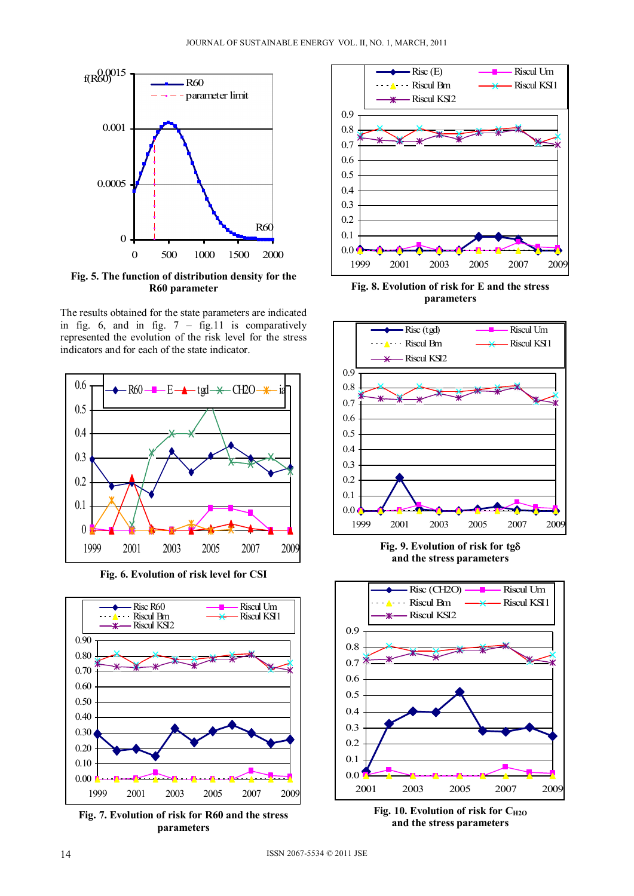Fig. 5. The function of distribution density for the R60 parameter

The results obtained for the state parameters are indicated in fig. 6, and in fig. 7 – fig.11 is comparatively represented the evolution of the risk level for the stress indicators and for each of the state indicator.

Fig. 6. Evolution of risk level for CSI

Fig. 7. Evolution of risk for R60 and the stress parameters

Fig. 8. Evolution of risk for E and the stress parameters

Fig. 9. Evolution of risk for tgδ and the stress parameters

Fig. 10. Evolution of risk for $C_{H2O}$ and the stress parameters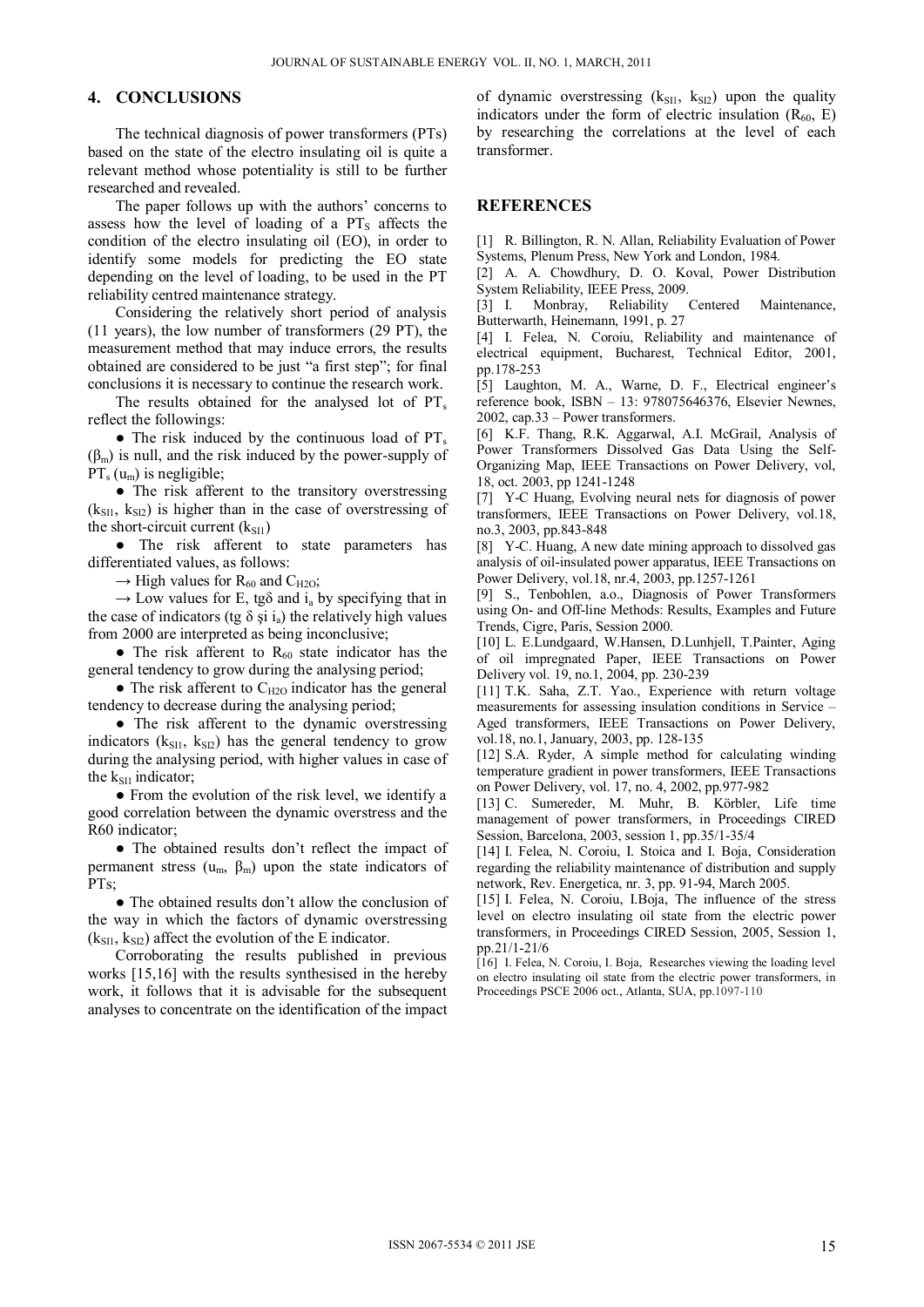## 4. CONCLUSIONS

The technical diagnosis of power transformers (PTs) based on the state of the electro insulating oil is quite a relevant method whose potentiality is still to be further researched and revealed.

The paper follows up with the authors' concerns to assess how the level of loading of a $PT_S$ affects the condition of the electro insulating oil (EO), in order to identify some models for predicting the EO state depending on the level of loading, to be used in the PT reliability centred maintenance strategy.

Considering the relatively short period of analysis (11 years), the low number of transformers (29 PT), the measurement method that may induce errors, the results obtained are considered to be just "a first step"; for final conclusions it is necessary to continue the research work.

The results obtained for the analysed lot of $PT_s$ reflect the followings:

- The risk induced by the continuous load of $PT_s$ ($\beta_m$) is null, and the risk induced by the power-supply of $PT_s$ ($u_m$) is negligible;
- The risk afferent to the transitory overstressing ($k_{SI1}$, $k_{SI2}$) is higher than in the case of overstressing of the short-circuit current ($k_{SI1}$)
- The risk afferent to state parameters has differentiated values, as follows:
  - → High values for $R_{60}$ and $C_{H2O}$;
  - → Low values for E, tgδ and $i_a$ by specifying that in the case of indicators (tg δ și $i_a$) the relatively high values from 2000 are interpreted as being inconclusive;
- The risk afferent to $R_{60}$ state indicator has the general tendency to grow during the analysing period;
- The risk afferent to $C_{H2O}$ indicator has the general tendency to decrease during the analysing period;
- The risk afferent to the dynamic overstressing indicators ($k_{SI1}$, $k_{SI2}$) has the general tendency to grow during the analysing period, with higher values in case of the $k_{SI1}$ indicator;
- From the evolution of the risk level, we identify a good correlation between the dynamic overstress and the R60 indicator;
- The obtained results don't reflect the impact of permanent stress ($u_m$, $\beta_m$) upon the state indicators of PTs;
- The obtained results don't allow the conclusion of the way in which the factors of dynamic overstressing ($k_{SI1}$, $k_{SI2}$) affect the evolution of the E indicator.

Corroborating the results published in previous works [15,16] with the results synthesised in the hereby work, it follows that it is advisable for the subsequent analyses to concentrate on the identification of the impact of dynamic overstressing ($k_{SI1}$, $k_{SI2}$) upon the quality indicators under the form of electric insulation ($R_{60}$, E) by researching the correlations at the level of each transformer.

## REFERENCES

[1] R. Billington, R. N. Allan, Reliability Evaluation of Power Systems, Plenum Press, New York and London, 1984.

[2] A. A. Chowdhury, D. O. Koval, Power Distribution System Reliability, IEEE Press, 2009.

[3] I. Monbray, Reliability Centered Maintenance, Butterwarth, Heinemann, 1991, p. 27

[4] I. Felea, N. Coroiu, Reliability and maintenance of electrical equipment, Bucharest, Technical Editor, 2001, pp.178-253

[5] Laughton, M. A., Warne, D. F., Electrical engineer's reference book, ISBN – 13: 978075646376, Elsevier Newnes, 2002, cap.33 – Power transformers.

[6] K.F. Thang, R.K. Aggarwal, A.I. McGrail, Analysis of Power Transformers Dissolved Gas Data Using the Self-Organizing Map, IEEE Transactions on Power Delivery, vol, 18, oct. 2003, pp 1241-1248

[7] Y-C Huang, Evolving neural nets for diagnosis of power transformers, IEEE Transactions on Power Delivery, vol.18, no.3, 2003, pp.843-848

[8] Y-C. Huang, A new date mining approach to dissolved gas analysis of oil-insulated power apparatus, IEEE Transactions on Power Delivery, vol.18, nr.4, 2003, pp.1257-1261

[9] S., Tenbohlen, a.o., Diagnosis of Power Transformers using On- and Off-line Methods: Results, Examples and Future Trends, Cigre, Paris, Session 2000.

[10] L. E.Lundgaard, W.Hansen, D.Lunhjell, T.Painter, Aging of oil impregnated Paper, IEEE Transactions on Power Delivery vol. 19, no.1, 2004, pp. 230-239

[11] T.K. Saha, Z.T. Yao., Experience with return voltage measurements for assessing insulation conditions in Service – Aged transformers, IEEE Transactions on Power Delivery, vol.18, no.1, January, 2003, pp. 128-135

[12] S.A. Ryder, A simple method for calculating winding temperature gradient in power transformers, IEEE Transactions on Power Delivery, vol. 17, no. 4, 2002, pp.977-982

[13] C. Sumereder, M. Muhr, B. Körbler, Life time management of power transformers, in Proceedings CIRED Session, Barcelona, 2003, session 1, pp.35/1-35/4

[14] I. Felea, N. Coroiu, I. Stoica and I. Boja, Consideration regarding the reliability maintenance of distribution and supply network, Rev. Energetica, nr. 3, pp. 91-94, March 2005.

[15] I. Felea, N. Coroiu, I.Boja, The influence of the stress level on electro insulating oil state from the electric power transformers, in Proceedings CIRED Session, 2005, Session 1, pp.21/1-21/6

[16] I. Felea, N. Coroiu, I. Boja, Researches viewing the loading level on electro insulating oil state from the electric power transformers, in Proceedings PSCE 2006 oct., Atlanta, SUA, pp.1097-110